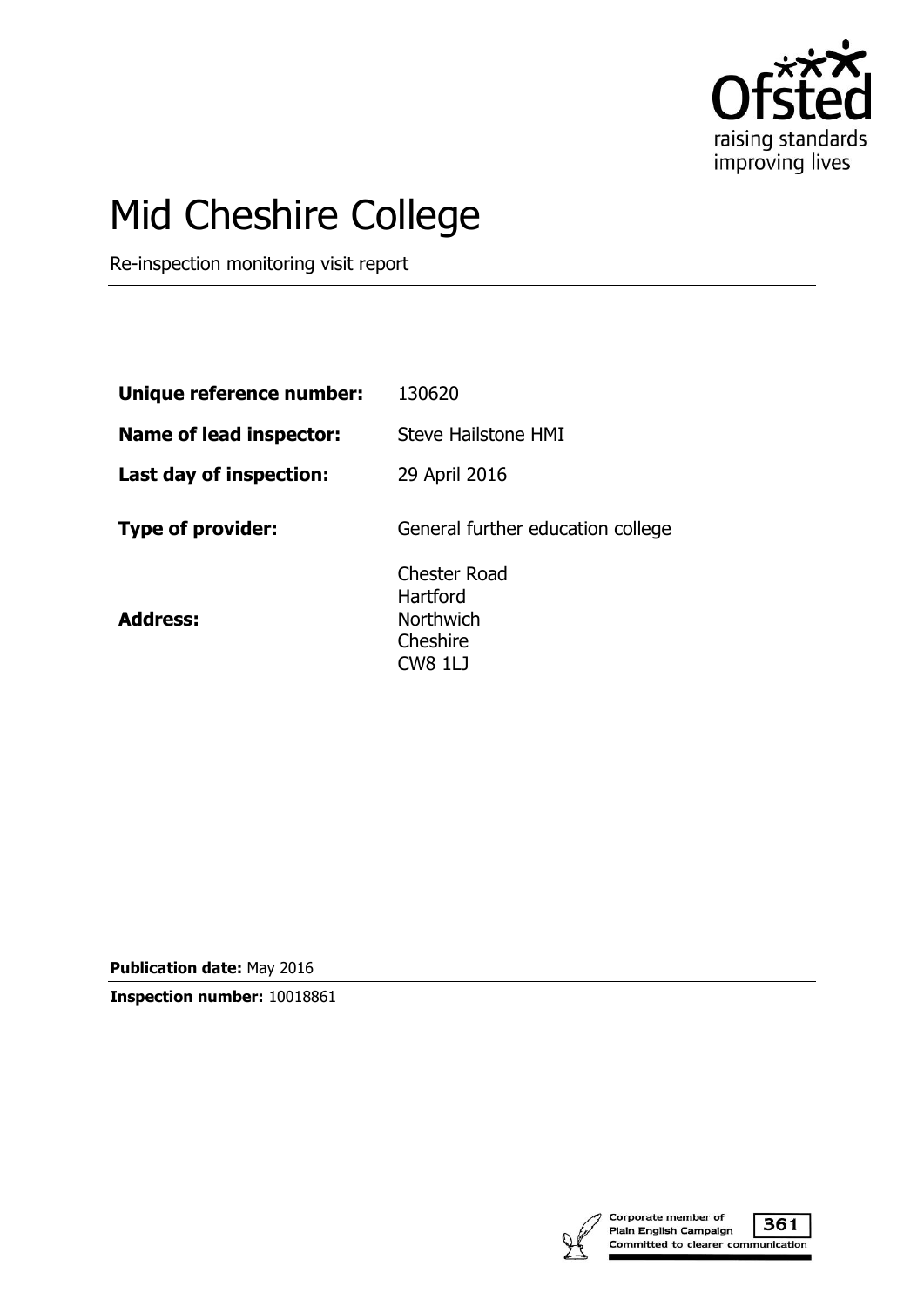# Mid Cheshire College

Re-inspection monitoring visit report

| | |
|---|---|
| **Unique reference number:** | 130620 |
| **Name of lead inspector:** | Steve Hailstone HMI |
| **Last day of inspection:** | 29 April 2016 |
| **Type of provider:** | General further education college |
| **Address:** | Chester Road<br>Hartford<br>Northwich<br>Cheshire<br>CW8 1LJ |

**Publication date:** May 2016

**Inspection number:** 10018861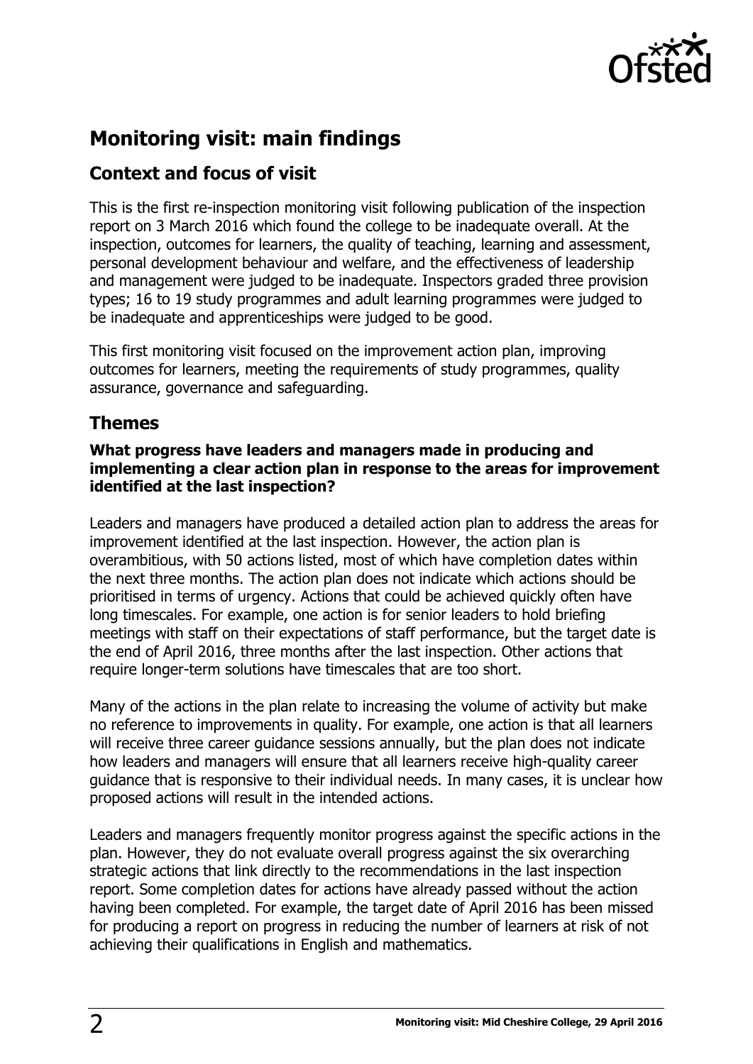## Monitoring visit: main findings

### Context and focus of visit

This is the first re-inspection monitoring visit following publication of the inspection report on 3 March 2016 which found the college to be inadequate overall. At the inspection, outcomes for learners, the quality of teaching, learning and assessment, personal development behaviour and welfare, and the effectiveness of leadership and management were judged to be inadequate. Inspectors graded three provision types; 16 to 19 study programmes and adult learning programmes were judged to be inadequate and apprenticeships were judged to be good.

This first monitoring visit focused on the improvement action plan, improving outcomes for learners, meeting the requirements of study programmes, quality assurance, governance and safeguarding.

### Themes

**What progress have leaders and managers made in producing and implementing a clear action plan in response to the areas for improvement identified at the last inspection?**

Leaders and managers have produced a detailed action plan to address the areas for improvement identified at the last inspection. However, the action plan is overambitious, with 50 actions listed, most of which have completion dates within the next three months. The action plan does not indicate which actions should be prioritised in terms of urgency. Actions that could be achieved quickly often have long timescales. For example, one action is for senior leaders to hold briefing meetings with staff on their expectations of staff performance, but the target date is the end of April 2016, three months after the last inspection. Other actions that require longer-term solutions have timescales that are too short.

Many of the actions in the plan relate to increasing the volume of activity but make no reference to improvements in quality. For example, one action is that all learners will receive three career guidance sessions annually, but the plan does not indicate how leaders and managers will ensure that all learners receive high-quality career guidance that is responsive to their individual needs. In many cases, it is unclear how proposed actions will result in the intended actions.

Leaders and managers frequently monitor progress against the specific actions in the plan. However, they do not evaluate overall progress against the six overarching strategic actions that link directly to the recommendations in the last inspection report. Some completion dates for actions have already passed without the action having been completed. For example, the target date of April 2016 has been missed for producing a report on progress in reducing the number of learners at risk of not achieving their qualifications in English and mathematics.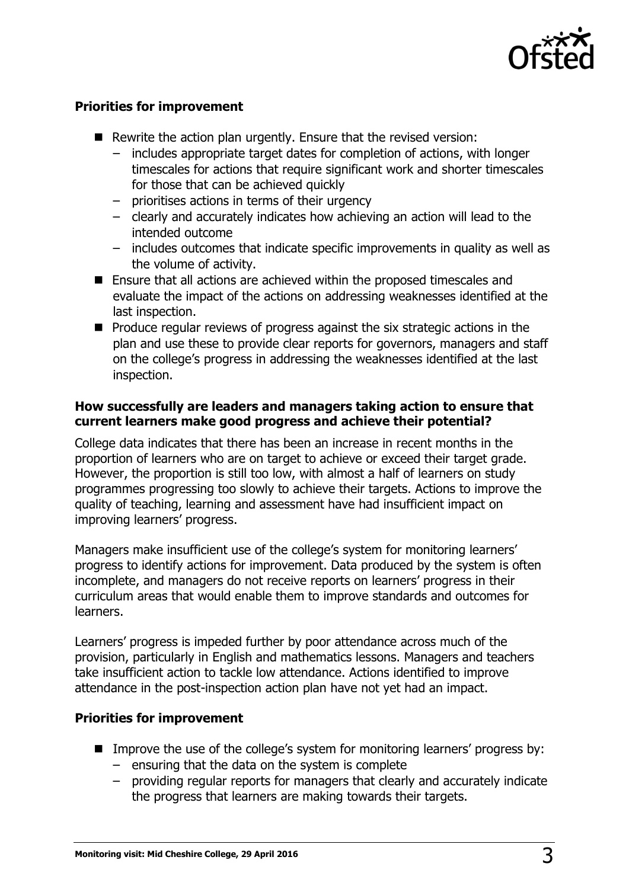### Priorities for improvement

- Rewrite the action plan urgently. Ensure that the revised version:
  - includes appropriate target dates for completion of actions, with longer timescales for actions that require significant work and shorter timescales for those that can be achieved quickly
  - prioritises actions in terms of their urgency
  - clearly and accurately indicates how achieving an action will lead to the intended outcome
  - includes outcomes that indicate specific improvements in quality as well as the volume of activity.
- Ensure that all actions are achieved within the proposed timescales and evaluate the impact of the actions on addressing weaknesses identified at the last inspection.
- Produce regular reviews of progress against the six strategic actions in the plan and use these to provide clear reports for governors, managers and staff on the college's progress in addressing the weaknesses identified at the last inspection.

### How successfully are leaders and managers taking action to ensure that current learners make good progress and achieve their potential?

College data indicates that there has been an increase in recent months in the proportion of learners who are on target to achieve or exceed their target grade. However, the proportion is still too low, with almost a half of learners on study programmes progressing too slowly to achieve their targets. Actions to improve the quality of teaching, learning and assessment have had insufficient impact on improving learners' progress.

Managers make insufficient use of the college's system for monitoring learners' progress to identify actions for improvement. Data produced by the system is often incomplete, and managers do not receive reports on learners' progress in their curriculum areas that would enable them to improve standards and outcomes for learners.

Learners' progress is impeded further by poor attendance across much of the provision, particularly in English and mathematics lessons. Managers and teachers take insufficient action to tackle low attendance. Actions identified to improve attendance in the post-inspection action plan have not yet had an impact.

### Priorities for improvement

- Improve the use of the college's system for monitoring learners' progress by:
  - ensuring that the data on the system is complete
  - providing regular reports for managers that clearly and accurately indicate the progress that learners are making towards their targets.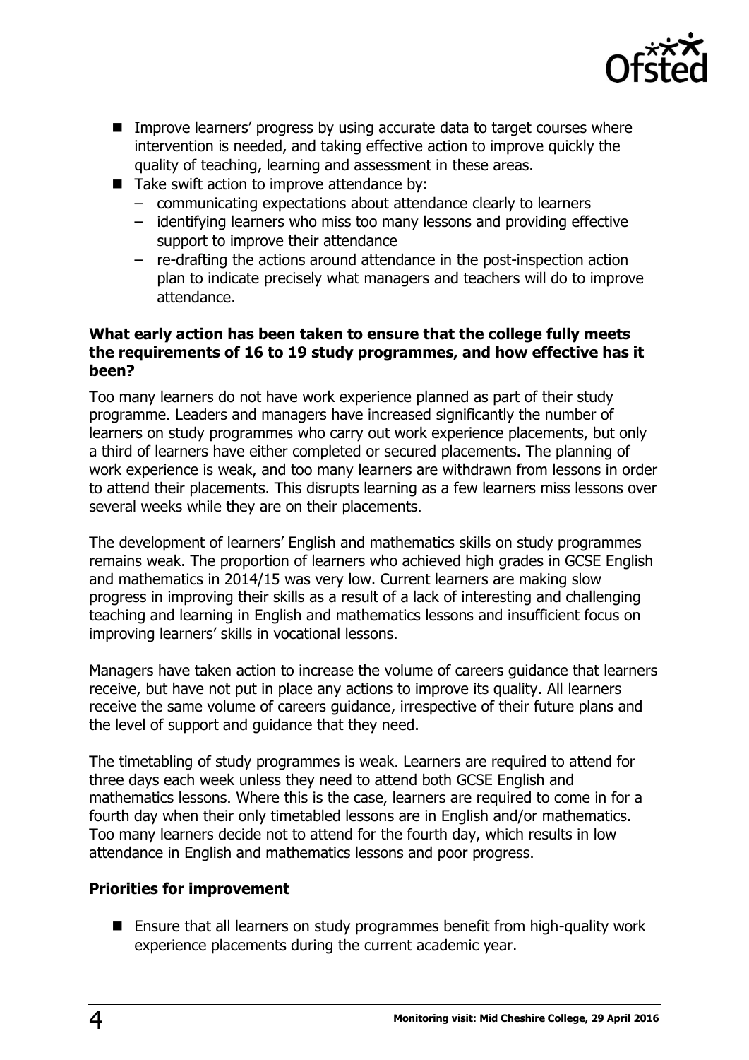- Improve learners' progress by using accurate data to target courses where intervention is needed, and taking effective action to improve quickly the quality of teaching, learning and assessment in these areas.
- Take swift action to improve attendance by:
  - communicating expectations about attendance clearly to learners
  - identifying learners who miss too many lessons and providing effective support to improve their attendance
  - re-drafting the actions around attendance in the post-inspection action plan to indicate precisely what managers and teachers will do to improve attendance.

**What early action has been taken to ensure that the college fully meets the requirements of 16 to 19 study programmes, and how effective has it been?**

Too many learners do not have work experience planned as part of their study programme. Leaders and managers have increased significantly the number of learners on study programmes who carry out work experience placements, but only a third of learners have either completed or secured placements. The planning of work experience is weak, and too many learners are withdrawn from lessons in order to attend their placements. This disrupts learning as a few learners miss lessons over several weeks while they are on their placements.

The development of learners' English and mathematics skills on study programmes remains weak. The proportion of learners who achieved high grades in GCSE English and mathematics in 2014/15 was very low. Current learners are making slow progress in improving their skills as a result of a lack of interesting and challenging teaching and learning in English and mathematics lessons and insufficient focus on improving learners' skills in vocational lessons.

Managers have taken action to increase the volume of careers guidance that learners receive, but have not put in place any actions to improve its quality. All learners receive the same volume of careers guidance, irrespective of their future plans and the level of support and guidance that they need.

The timetabling of study programmes is weak. Learners are required to attend for three days each week unless they need to attend both GCSE English and mathematics lessons. Where this is the case, learners are required to come in for a fourth day when their only timetabled lessons are in English and/or mathematics. Too many learners decide not to attend for the fourth day, which results in low attendance in English and mathematics lessons and poor progress.

**Priorities for improvement**

- Ensure that all learners on study programmes benefit from high-quality work experience placements during the current academic year.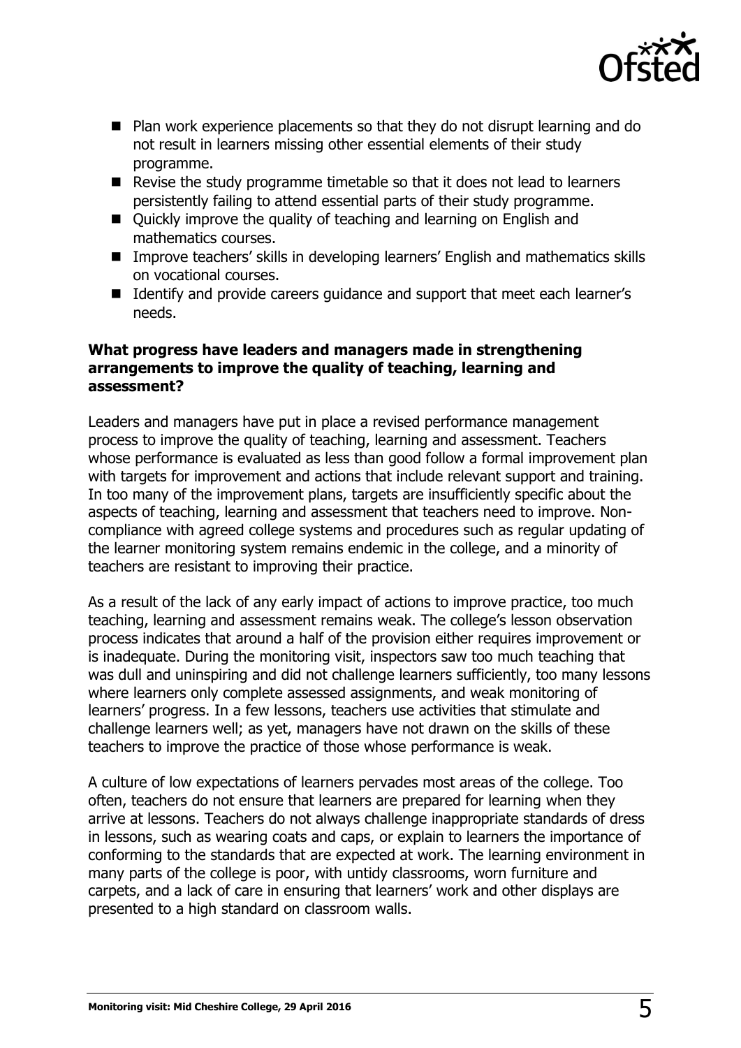- Plan work experience placements so that they do not disrupt learning and do not result in learners missing other essential elements of their study programme.
- Revise the study programme timetable so that it does not lead to learners persistently failing to attend essential parts of their study programme.
- Quickly improve the quality of teaching and learning on English and mathematics courses.
- Improve teachers' skills in developing learners' English and mathematics skills on vocational courses.
- Identify and provide careers guidance and support that meet each learner's needs.

**What progress have leaders and managers made in strengthening arrangements to improve the quality of teaching, learning and assessment?**

Leaders and managers have put in place a revised performance management process to improve the quality of teaching, learning and assessment. Teachers whose performance is evaluated as less than good follow a formal improvement plan with targets for improvement and actions that include relevant support and training. In too many of the improvement plans, targets are insufficiently specific about the aspects of teaching, learning and assessment that teachers need to improve. Non-compliance with agreed college systems and procedures such as regular updating of the learner monitoring system remains endemic in the college, and a minority of teachers are resistant to improving their practice.

As a result of the lack of any early impact of actions to improve practice, too much teaching, learning and assessment remains weak. The college's lesson observation process indicates that around a half of the provision either requires improvement or is inadequate. During the monitoring visit, inspectors saw too much teaching that was dull and uninspiring and did not challenge learners sufficiently, too many lessons where learners only complete assessed assignments, and weak monitoring of learners' progress. In a few lessons, teachers use activities that stimulate and challenge learners well; as yet, managers have not drawn on the skills of these teachers to improve the practice of those whose performance is weak.

A culture of low expectations of learners pervades most areas of the college. Too often, teachers do not ensure that learners are prepared for learning when they arrive at lessons. Teachers do not always challenge inappropriate standards of dress in lessons, such as wearing coats and caps, or explain to learners the importance of conforming to the standards that are expected at work. The learning environment in many parts of the college is poor, with untidy classrooms, worn furniture and carpets, and a lack of care in ensuring that learners' work and other displays are presented to a high standard on classroom walls.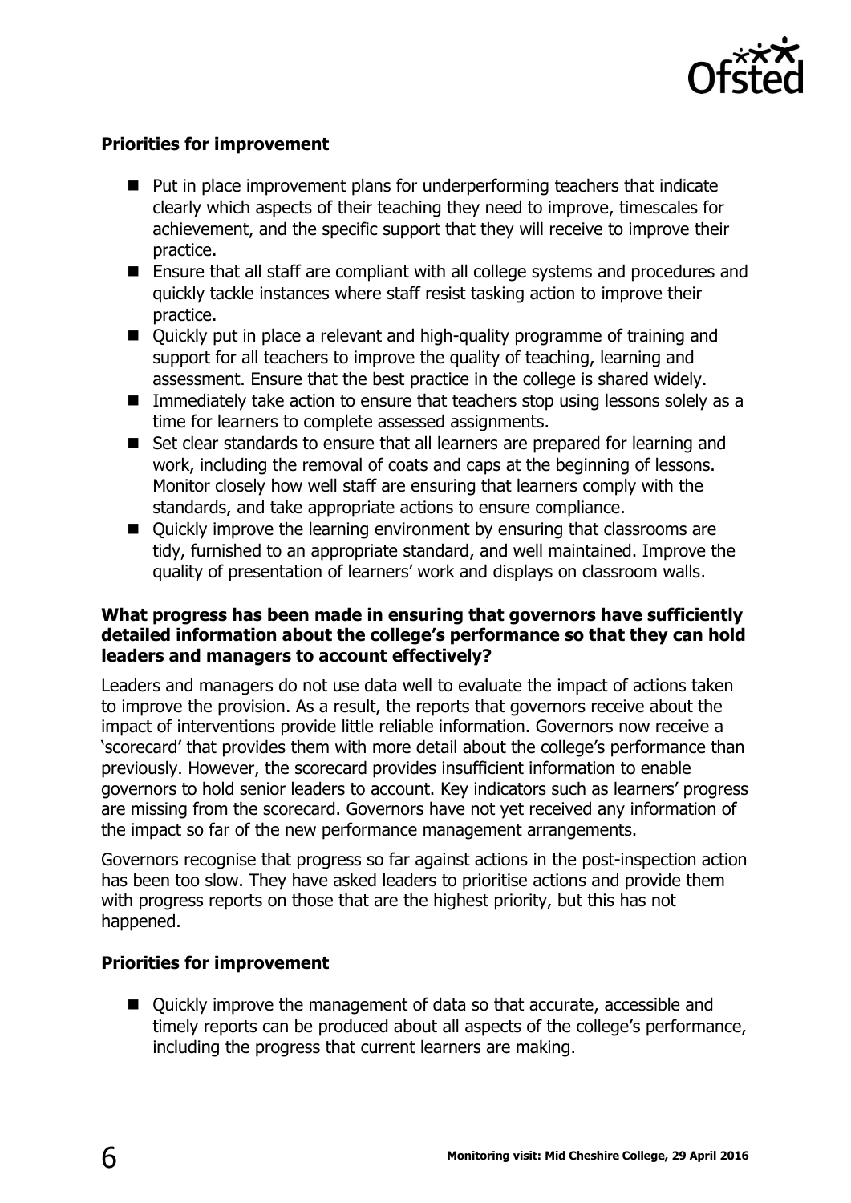**Priorities for improvement**

- Put in place improvement plans for underperforming teachers that indicate clearly which aspects of their teaching they need to improve, timescales for achievement, and the specific support that they will receive to improve their practice.
- Ensure that all staff are compliant with all college systems and procedures and quickly tackle instances where staff resist tasking action to improve their practice.
- Quickly put in place a relevant and high-quality programme of training and support for all teachers to improve the quality of teaching, learning and assessment. Ensure that the best practice in the college is shared widely.
- Immediately take action to ensure that teachers stop using lessons solely as a time for learners to complete assessed assignments.
- Set clear standards to ensure that all learners are prepared for learning and work, including the removal of coats and caps at the beginning of lessons. Monitor closely how well staff are ensuring that learners comply with the standards, and take appropriate actions to ensure compliance.
- Quickly improve the learning environment by ensuring that classrooms are tidy, furnished to an appropriate standard, and well maintained. Improve the quality of presentation of learners' work and displays on classroom walls.

**What progress has been made in ensuring that governors have sufficiently detailed information about the college's performance so that they can hold leaders and managers to account effectively?**

Leaders and managers do not use data well to evaluate the impact of actions taken to improve the provision. As a result, the reports that governors receive about the impact of interventions provide little reliable information. Governors now receive a 'scorecard' that provides them with more detail about the college's performance than previously. However, the scorecard provides insufficient information to enable governors to hold senior leaders to account. Key indicators such as learners' progress are missing from the scorecard. Governors have not yet received any information of the impact so far of the new performance management arrangements.

Governors recognise that progress so far against actions in the post-inspection action has been too slow. They have asked leaders to prioritise actions and provide them with progress reports on those that are the highest priority, but this has not happened.

**Priorities for improvement**

- Quickly improve the management of data so that accurate, accessible and timely reports can be produced about all aspects of the college's performance, including the progress that current learners are making.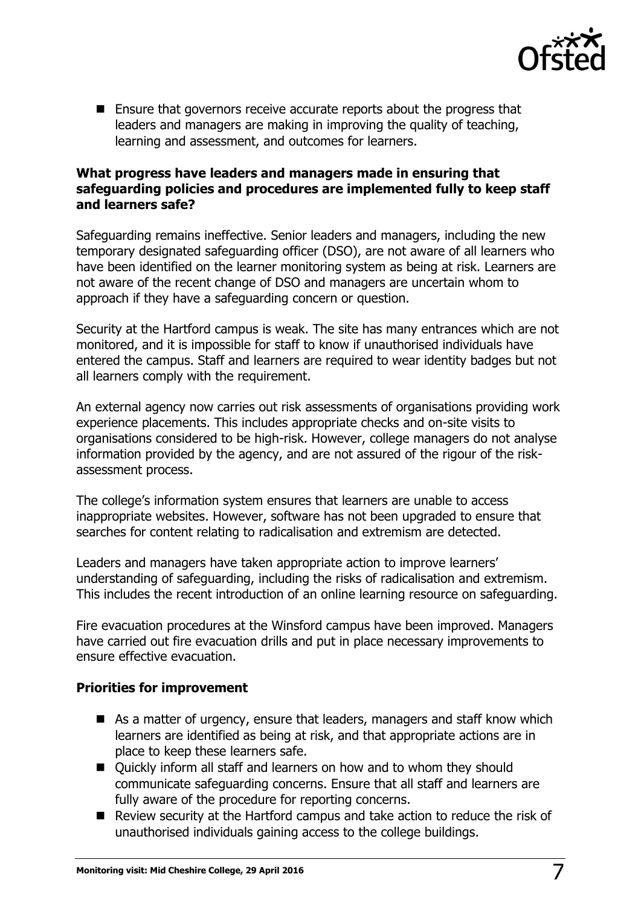- Ensure that governors receive accurate reports about the progress that leaders and managers are making in improving the quality of teaching, learning and assessment, and outcomes for learners.

**What progress have leaders and managers made in ensuring that safeguarding policies and procedures are implemented fully to keep staff and learners safe?**

Safeguarding remains ineffective. Senior leaders and managers, including the new temporary designated safeguarding officer (DSO), are not aware of all learners who have been identified on the learner monitoring system as being at risk. Learners are not aware of the recent change of DSO and managers are uncertain whom to approach if they have a safeguarding concern or question.

Security at the Hartford campus is weak. The site has many entrances which are not monitored, and it is impossible for staff to know if unauthorised individuals have entered the campus. Staff and learners are required to wear identity badges but not all learners comply with the requirement.

An external agency now carries out risk assessments of organisations providing work experience placements. This includes appropriate checks and on-site visits to organisations considered to be high-risk. However, college managers do not analyse information provided by the agency, and are not assured of the rigour of the risk-assessment process.

The college's information system ensures that learners are unable to access inappropriate websites. However, software has not been upgraded to ensure that searches for content relating to radicalisation and extremism are detected.

Leaders and managers have taken appropriate action to improve learners' understanding of safeguarding, including the risks of radicalisation and extremism. This includes the recent introduction of an online learning resource on safeguarding.

Fire evacuation procedures at the Winsford campus have been improved. Managers have carried out fire evacuation drills and put in place necessary improvements to ensure effective evacuation.

**Priorities for improvement**

- As a matter of urgency, ensure that leaders, managers and staff know which learners are identified as being at risk, and that appropriate actions are in place to keep these learners safe.
- Quickly inform all staff and learners on how and to whom they should communicate safeguarding concerns. Ensure that all staff and learners are fully aware of the procedure for reporting concerns.
- Review security at the Hartford campus and take action to reduce the risk of unauthorised individuals gaining access to the college buildings.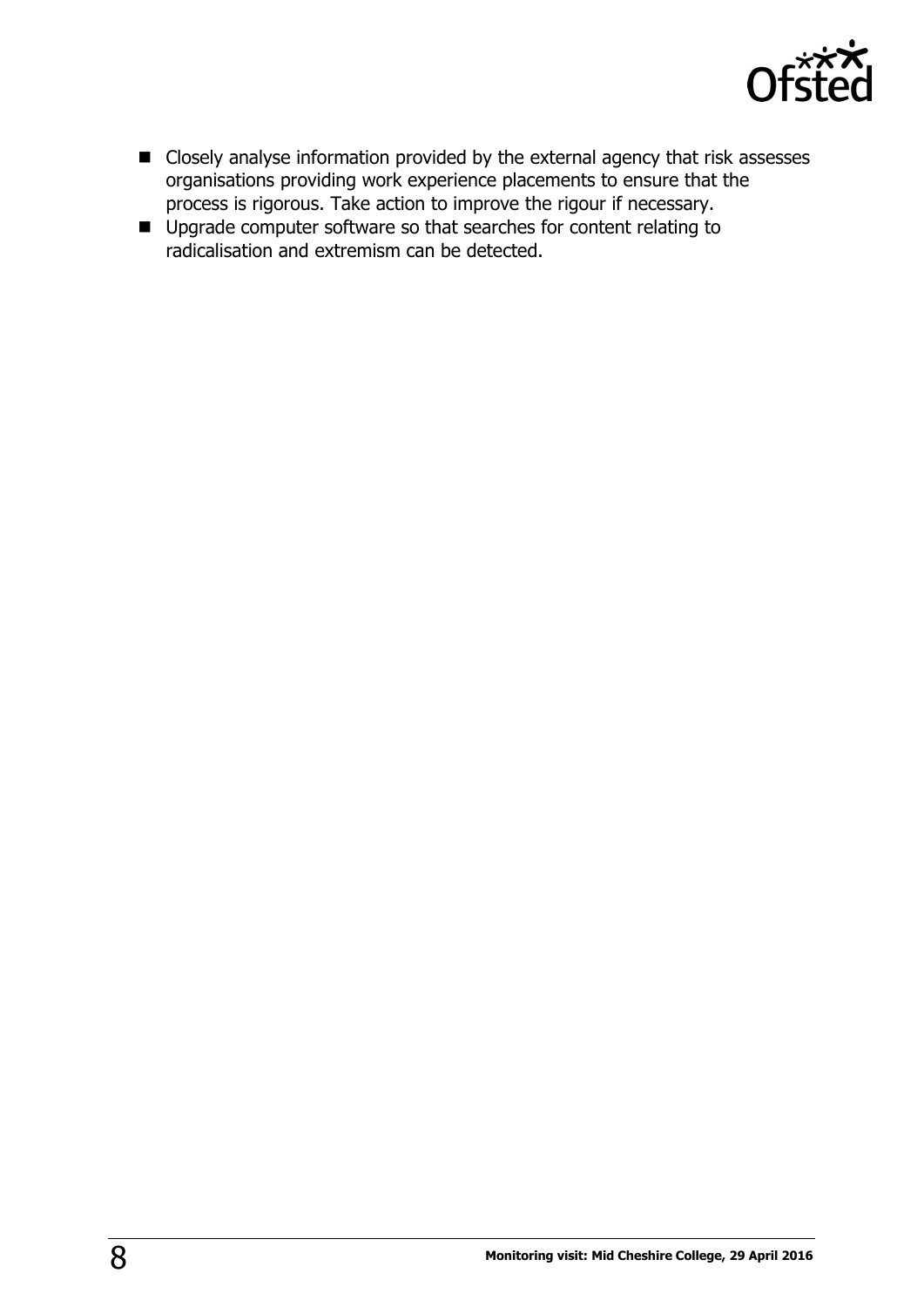- Closely analyse information provided by the external agency that risk assesses organisations providing work experience placements to ensure that the process is rigorous. Take action to improve the rigour if necessary.
- Upgrade computer software so that searches for content relating to radicalisation and extremism can be detected.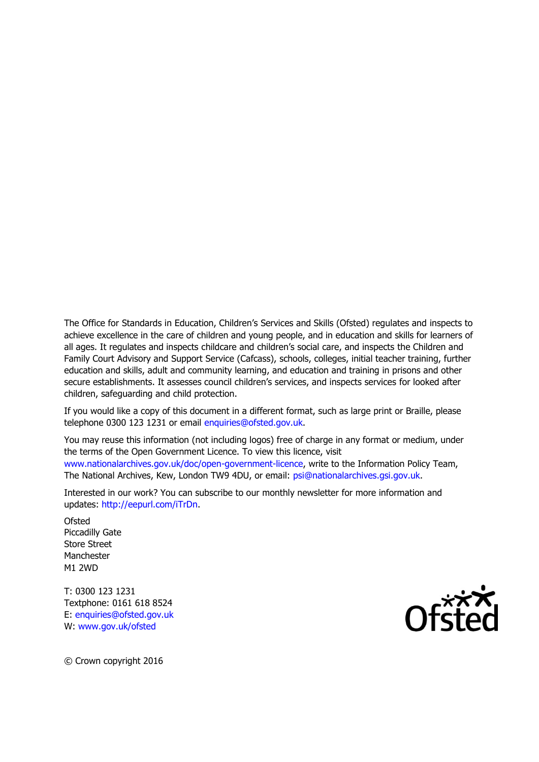The Office for Standards in Education, Children's Services and Skills (Ofsted) regulates and inspects to achieve excellence in the care of children and young people, and in education and skills for learners of all ages. It regulates and inspects childcare and children's social care, and inspects the Children and Family Court Advisory and Support Service (Cafcass), schools, colleges, initial teacher training, further education and skills, adult and community learning, and education and training in prisons and other secure establishments. It assesses council children's services, and inspects services for looked after children, safeguarding and child protection.

If you would like a copy of this document in a different format, such as large print or Braille, please telephone 0300 123 1231 or email enquiries@ofsted.gov.uk.

You may reuse this information (not including logos) free of charge in any format or medium, under the terms of the Open Government Licence. To view this licence, visit www.nationalarchives.gov.uk/doc/open-government-licence, write to the Information Policy Team, The National Archives, Kew, London TW9 4DU, or email: psi@nationalarchives.gsi.gov.uk.

Interested in our work? You can subscribe to our monthly newsletter for more information and updates: http://eepurl.com/iTrDn.

Ofsted
Piccadilly Gate
Store Street
Manchester
M1 2WD

T: 0300 123 1231
Textphone: 0161 618 8524
E: enquiries@ofsted.gov.uk
W: www.gov.uk/ofsted

© Crown copyright 2016